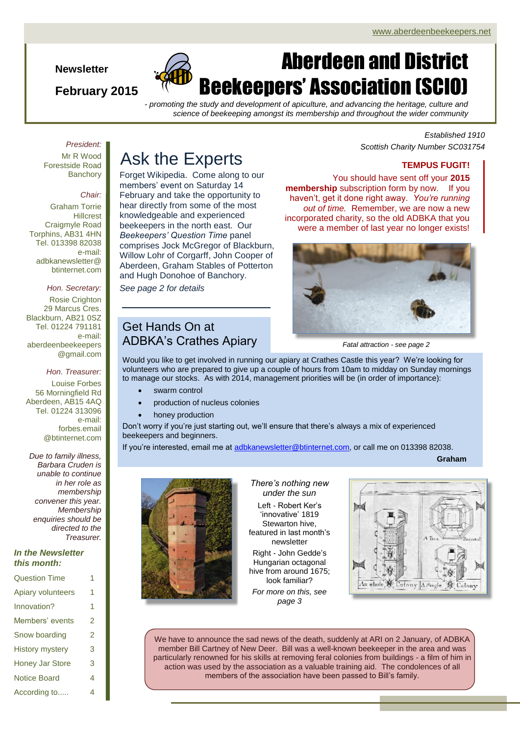www.aberdeenbeekeepers.net

**Newsletter**

**February 2015**

# Aberdeen and District Beekeepers' Association (SCIO)

*- promoting the study and development of apiculture, and advancing the heritage, culture and science of beekeeping amongst its membership and throughout the wider community*

*Established 1910*
*Scottish Charity Number SC031754*

*President:*
Mr R Wood
Forestside Road
Banchory

*Chair:*
Graham Torrie
Hillcrest
Craigmyle Road
Torphins, AB31 4HN
Tel. 013398 82038
e-mail:
adbkanewsletter@btinternet.com

*Hon. Secretary:*
Rosie Crighton
29 Marcus Cres.
Blackburn, AB21 0SZ
Tel. 01224 791181
e-mail:
aberdeenbeekeepers@gmail.com

*Hon. Treasurer:*
Louise Forbes
56 Morningfield Rd
Aberdeen, AB15 4AQ
Tel. 01224 313096
e-mail:
forbes.email@btinternet.com

*Due to family illness, Barbara Cruden is unable to continue in her role as membership convener this year. Membership enquiries should be directed to the Treasurer.*

***In the Newsletter this month:***

| | |
|---|---|
| Question Time | 1 |
| Apiary volunteers | 1 |
| Innovation? | 1 |
| Members' events | 2 |
| Snow boarding | 2 |
| History mystery | 3 |
| Honey Jar Store | 3 |
| Notice Board | 4 |
| According to..... | 4 |

## Ask the Experts

Forget Wikipedia. Come along to our members' event on Saturday 14 February and take the opportunity to hear directly from some of the most knowledgeable and experienced beekeepers in the north east. Our *Beekeepers' Question Time* panel comprises Jock McGregor of Blackburn, Willow Lohr of Corgarff, John Cooper of Aberdeen, Graham Stables of Potterton and Hugh Donohoe of Banchory.

*See page 2 for details*

**TEMPUS FUGIT!**

You should have sent off your **2015 membership** subscription form by now. If you haven't, get it done right away. *You're running out of time.* Remember, we are now a new incorporated charity, so the old ADBKA that you were a member of last year no longer exists!

*Fatal attraction - see page 2*

## Get Hands On at ADBKA's Crathes Apiary

Would you like to get involved in running our apiary at Crathes Castle this year? We're looking for volunteers who are prepared to give up a couple of hours from 10am to midday on Sunday mornings to manage our stocks. As with 2014, management priorities will be (in order of importance):

- swarm control
- production of nucleus colonies
- honey production

Don't worry if you're just starting out, we'll ensure that there's always a mix of experienced beekeepers and beginners.

If you're interested, email me at adbkanewsletter@btinternet.com, or call me on 013398 82038.

**Graham**

*There's nothing new under the sun*

Left - Robert Ker's 'innovative' 1819 Stewarton hive, featured in last month's newsletter

Right - John Gedde's Hungarian octagonal hive from around 1675; look familiar?

*For more on this, see page 3*

We have to announce the sad news of the death, suddenly at ARI on 2 January, of ADBKA member Bill Cartney of New Deer. Bill was a well-known beekeeper in the area and was particularly renowned for his skills at removing feral colonies from buildings - a film of him in action was used by the association as a valuable training aid. The condolences of all members of the association have been passed to Bill's family.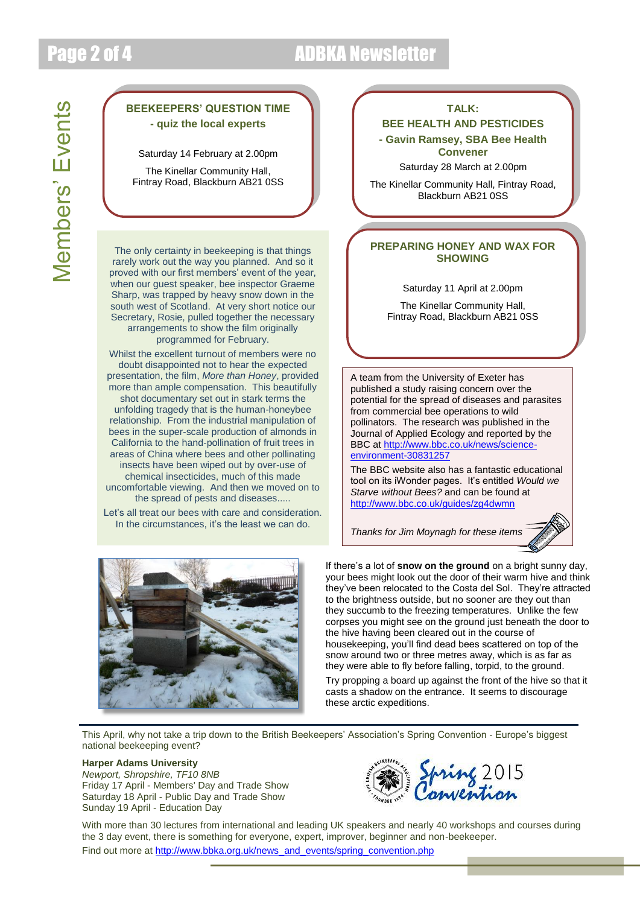# Members' Events

### BEEKEEPERS' QUESTION TIME

**- quiz the local experts**

Saturday 14 February at 2.00pm

The Kinellar Community Hall, Fintray Road, Blackburn AB21 0SS

### TALK: BEE HEALTH AND PESTICIDES

**- Gavin Ramsey, SBA Bee Health Convener**

Saturday 28 March at 2.00pm

The Kinellar Community Hall, Fintray Road, Blackburn AB21 0SS

### PREPARING HONEY AND WAX FOR SHOWING

Saturday 11 April at 2.00pm

The Kinellar Community Hall, Fintray Road, Blackburn AB21 0SS

The only certainty in beekeeping is that things rarely work out the way you planned. And so it proved with our first members' event of the year, when our guest speaker, bee inspector Graeme Sharp, was trapped by heavy snow down in the south west of Scotland. At very short notice our Secretary, Rosie, pulled together the necessary arrangements to show the film originally programmed for February.

Whilst the excellent turnout of members were no doubt disappointed not to hear the expected presentation, the film, *More than Honey*, provided more than ample compensation. This beautifully shot documentary set out in stark terms the unfolding tragedy that is the human-honeybee relationship. From the industrial manipulation of bees in the super-scale production of almonds in California to the hand-pollination of fruit trees in areas of China where bees and other pollinating insects have been wiped out by over-use of chemical insecticides, much of this made uncomfortable viewing. And then we moved on to the spread of pests and diseases.....

Let's all treat our bees with care and consideration. In the circumstances, it's the least we can do.

A team from the University of Exeter has published a study raising concern over the potential for the spread of diseases and parasites from commercial bee operations to wild pollinators. The research was published in the Journal of Applied Ecology and reported by the BBC at http://www.bbc.co.uk/news/science-environment-30831257

The BBC website also has a fantastic educational tool on its iWonder pages. It's entitled *Would we Starve without Bees?* and can be found at http://www.bbc.co.uk/guides/zg4dwmn

*Thanks for Jim Moynagh for these items*

If there's a lot of **snow on the ground** on a bright sunny day, your bees might look out the door of their warm hive and think they've been relocated to the Costa del Sol. They're attracted to the brightness outside, but no sooner are they out than they succumb to the freezing temperatures. Unlike the few corpses you might see on the ground just beneath the door to the hive having been cleared out in the course of housekeeping, you'll find dead bees scattered on top of the snow around two or three metres away, which is as far as they were able to fly before falling, torpid, to the ground.

Try propping a board up against the front of the hive so that it casts a shadow on the entrance. It seems to discourage these arctic expeditions.

This April, why not take a trip down to the British Beekeepers' Association's Spring Convention - Europe's biggest national beekeeping event?

**Harper Adams University**
*Newport, Shropshire, TF10 8NB*
Friday 17 April - Members' Day and Trade Show
Saturday 18 April - Public Day and Trade Show
Sunday 19 April - Education Day

Spring 2015 Convention

With more than 30 lectures from international and leading UK speakers and nearly 40 workshops and courses during the 3 day event, there is something for everyone, expert, improver, beginner and non-beekeeper.

Find out more at http://www.bbka.org.uk/news_and_events/spring_convention.php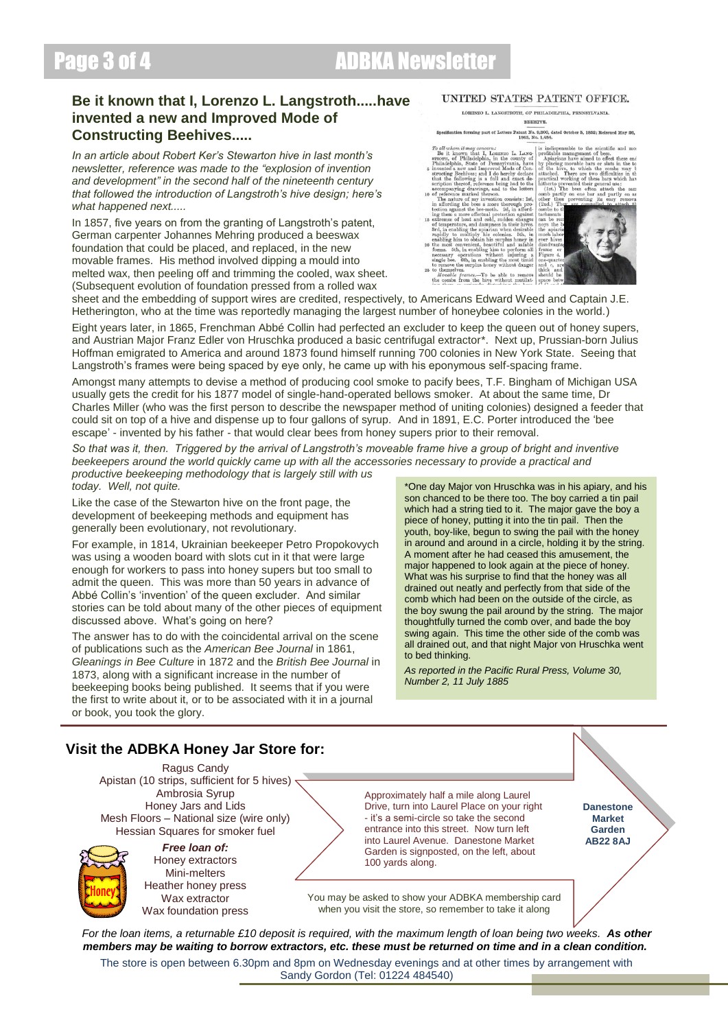## Be it known that I, Lorenzo L. Langstroth.....have invented a new and Improved Mode of Constructing Beehives.....

*In an article about Robert Ker's Stewarton hive in last month's newsletter, reference was made to the "explosion of invention and development" in the second half of the nineteenth century that followed the introduction of Langstroth's hive design; here's what happened next.....*

In 1857, five years on from the granting of Langstroth's patent, German carpenter Johannes Mehring produced a beeswax foundation that could be placed, and replaced, in the new movable frames. His method involved dipping a mould into melted wax, then peeling off and trimming the cooled, wax sheet. (Subsequent evolution of foundation pressed from a rolled wax sheet and the embedding of support wires are credited, respectively, to Americans Edward Weed and Captain J.E. Hetherington, who at the time was reportedly managing the largest number of honeybee colonies in the world.)

Eight years later, in 1865, Frenchman Abbé Collin had perfected an excluder to keep the queen out of honey supers, and Austrian Major Franz Edler von Hruschka produced a basic centrifugal extractor*. Next up, Prussian-born Julius Hoffman emigrated to America and around 1873 found himself running 700 colonies in New York State. Seeing that Langstroth's frames were being spaced by eye only, he came up with his eponymous self-spacing frame.

Amongst many attempts to devise a method of producing cool smoke to pacify bees, T.F. Bingham of Michigan USA usually gets the credit for his 1877 model of single-hand-operated bellows smoker. At about the same time, Dr Charles Miller (who was the first person to describe the newspaper method of uniting colonies) designed a feeder that could sit on top of a hive and dispense up to four gallons of syrup. And in 1891, E.C. Porter introduced the 'bee escape' - invented by his father - that would clear bees from honey supers prior to their removal.

*So that was it, then. Triggered by the arrival of Langstroth's moveable frame hive a group of bright and inventive beekeepers around the world quickly came up with all the accessories necessary to provide a practical and productive beekeeping methodology that is largely still with us today. Well, not quite.*

Like the case of the Stewarton hive on the front page, the development of beekeeping methods and equipment has generally been evolutionary, not revolutionary.

For example, in 1814, Ukrainian beekeeper Petro Propokovych was using a wooden board with slots cut in it that were large enough for workers to pass into honey supers but too small to admit the queen. This was more than 50 years in advance of Abbé Collin's 'invention' of the queen excluder. And similar stories can be told about many of the other pieces of equipment discussed above. What's going on here?

The answer has to do with the coincidental arrival on the scene of publications such as the *American Bee Journal* in 1861, *Gleanings in Bee Culture* in 1872 and the *British Bee Journal* in 1873, along with a significant increase in the number of beekeeping books being published. It seems that if you were the first to write about it, or to be associated with it in a journal or book, you took the glory.

*One day Major von Hruschka was in his apiary, and his son chanced to be there too. The boy carried a tin pail which had a string tied to it. The major gave the boy a piece of honey, putting it into the tin pail. Then the youth, boy-like, begun to swing the pail with the honey in around and around in a circle, holding it by the string. A moment after he had ceased this amusement, the major happened to look again at the piece of honey. What was his surprise to find that the honey was all drained out neatly and perfectly from that side of the comb which had been on the outside of the circle, as the boy swung the pail around by the string. The major thoughtfully turned the comb over, and bade the boy swing again. This time the other side of the comb was all drained out, and that night Major von Hruschka went to bed thinking.

*As reported in the Pacific Rural Press, Volume 30, Number 2, 11 July 1885*

## Visit the ADBKA Honey Jar Store for:

Ragus Candy
Apistan (10 strips, sufficient for 5 hives)
Ambrosia Syrup
Honey Jars and Lids
Mesh Floors – National size (wire only)
Hessian Squares for smoker fuel

***Free loan of:***
Honey extractors
Mini-melters
Heather honey press
Wax extractor
Wax foundation press

Approximately half a mile along Laurel Drive, turn into Laurel Place on your right - it's a semi-circle so take the second entrance into this street. Now turn left into Laurel Avenue. Danestone Market Garden is signposted, on the left, about 100 yards along.

**Danestone Market Garden AB22 8AJ**

You may be asked to show your ADBKA membership card when you visit the store, so remember to take it along

*For the loan items, a returnable £10 deposit is required, with the maximum length of loan being two weeks. **As other members may be waiting to borrow extractors, etc. these must be returned on time and in a clean condition.***

The store is open between 6.30pm and 8pm on Wednesday evenings and at other times by arrangement with Sandy Gordon (Tel: 01224 484540)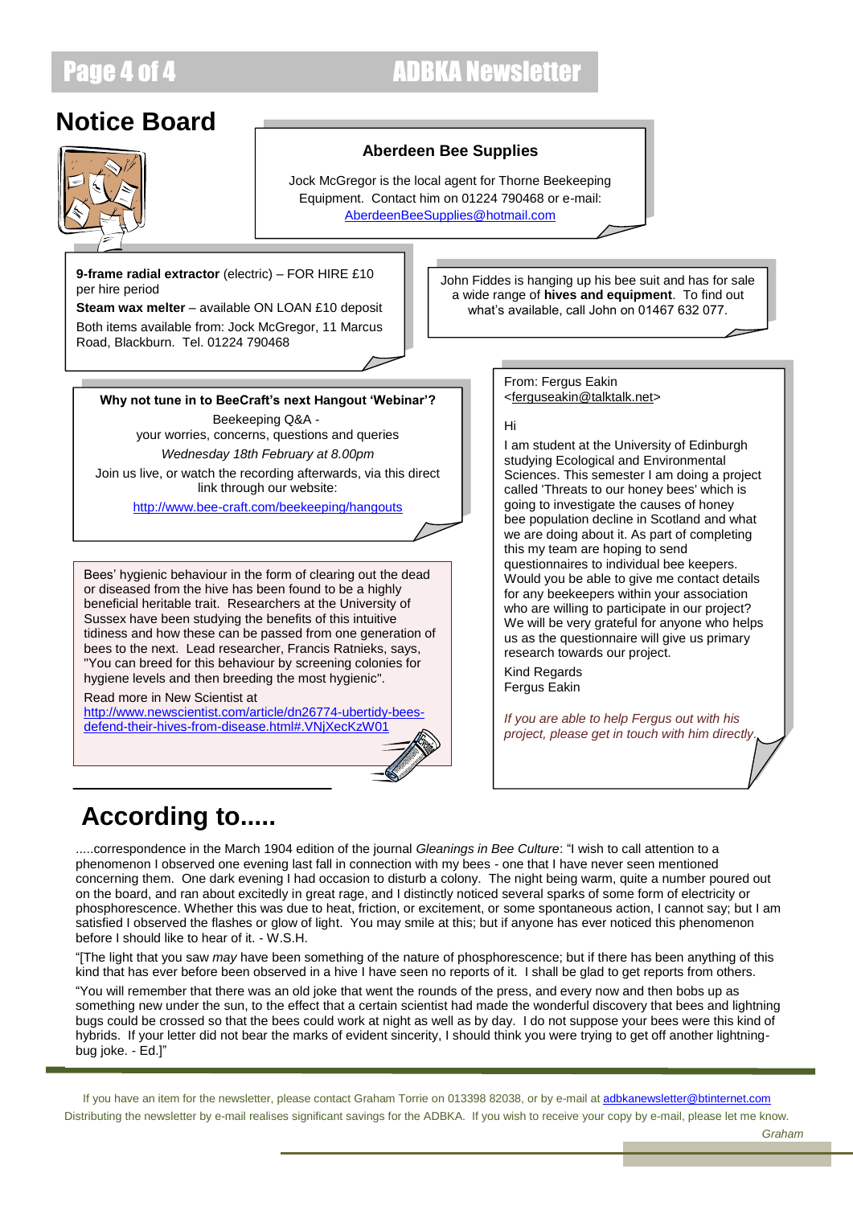## Notice Board

### Aberdeen Bee Supplies

Jock McGregor is the local agent for Thorne Beekeeping Equipment. Contact him on 01224 790468 or e-mail: AberdeenBeeSupplies@hotmail.com

**9-frame radial extractor** (electric) – FOR HIRE £10 per hire period

**Steam wax melter** – available ON LOAN £10 deposit

Both items available from: Jock McGregor, 11 Marcus Road, Blackburn. Tel. 01224 790468

John Fiddes is hanging up his bee suit and has for sale a wide range of **hives and equipment**. To find out what's available, call John on 01467 632 077.

**Why not tune in to BeeCraft's next Hangout 'Webinar'?**

Beekeeping Q&A - your worries, concerns, questions and queries

*Wednesday 18th February at 8.00pm*

Join us live, or watch the recording afterwards, via this direct link through our website:

http://www.bee-craft.com/beekeeping/hangouts

Bees' hygienic behaviour in the form of clearing out the dead or diseased from the hive has been found to be a highly beneficial heritable trait. Researchers at the University of Sussex have been studying the benefits of this intuitive tidiness and how these can be passed from one generation of bees to the next. Lead researcher, Francis Ratnieks, says, "You can breed for this behaviour by screening colonies for hygiene levels and then breeding the most hygienic".

Read more in New Scientist at http://www.newscientist.com/article/dn26774-ubertidy-bees-defend-their-hives-from-disease.html#.VNjXecKzW01

From: Fergus Eakin <ferguseakin@talktalk.net>

Hi

I am student at the University of Edinburgh studying Ecological and Environmental Sciences. This semester I am doing a project called 'Threats to our honey bees' which is going to investigate the causes of honey bee population decline in Scotland and what we are doing about it. As part of completing this my team are hoping to send questionnaires to individual bee keepers. Would you be able to give me contact details for any beekeepers within your association who are willing to participate in our project? We will be very grateful for anyone who helps us as the questionnaire will give us primary research towards our project.

Kind Regards
Fergus Eakin

*If you are able to help Fergus out with his project, please get in touch with him directly.*

## According to.....

.....correspondence in the March 1904 edition of the journal *Gleanings in Bee Culture*: "I wish to call attention to a phenomenon I observed one evening last fall in connection with my bees - one that I have never seen mentioned concerning them. One dark evening I had occasion to disturb a colony. The night being warm, quite a number poured out on the board, and ran about excitedly in great rage, and I distinctly noticed several sparks of some form of electricity or phosphorescence. Whether this was due to heat, friction, or excitement, or some spontaneous action, I cannot say; but I am satisfied I observed the flashes or glow of light. You may smile at this; but if anyone has ever noticed this phenomenon before I should like to hear of it. - W.S.H.

"[The light that you saw *may* have been something of the nature of phosphorescence; but if there has been anything of this kind that has ever before been observed in a hive I have seen no reports of it. I shall be glad to get reports from others.

"You will remember that there was an old joke that went the rounds of the press, and every now and then bobs up as something new under the sun, to the effect that a certain scientist had made the wonderful discovery that bees and lightning bugs could be crossed so that the bees could work at night as well as by day. I do not suppose your bees were this kind of hybrids. If your letter did not bear the marks of evident sincerity, I should think you were trying to get off another lightning-bug joke. - Ed.]"

If you have an item for the newsletter, please contact Graham Torrie on 013398 82038, or by e-mail at adbkanewsletter@btinternet.com

Distributing the newsletter by e-mail realises significant savings for the ADBKA. If you wish to receive your copy by e-mail, please let me know.

*Graham*